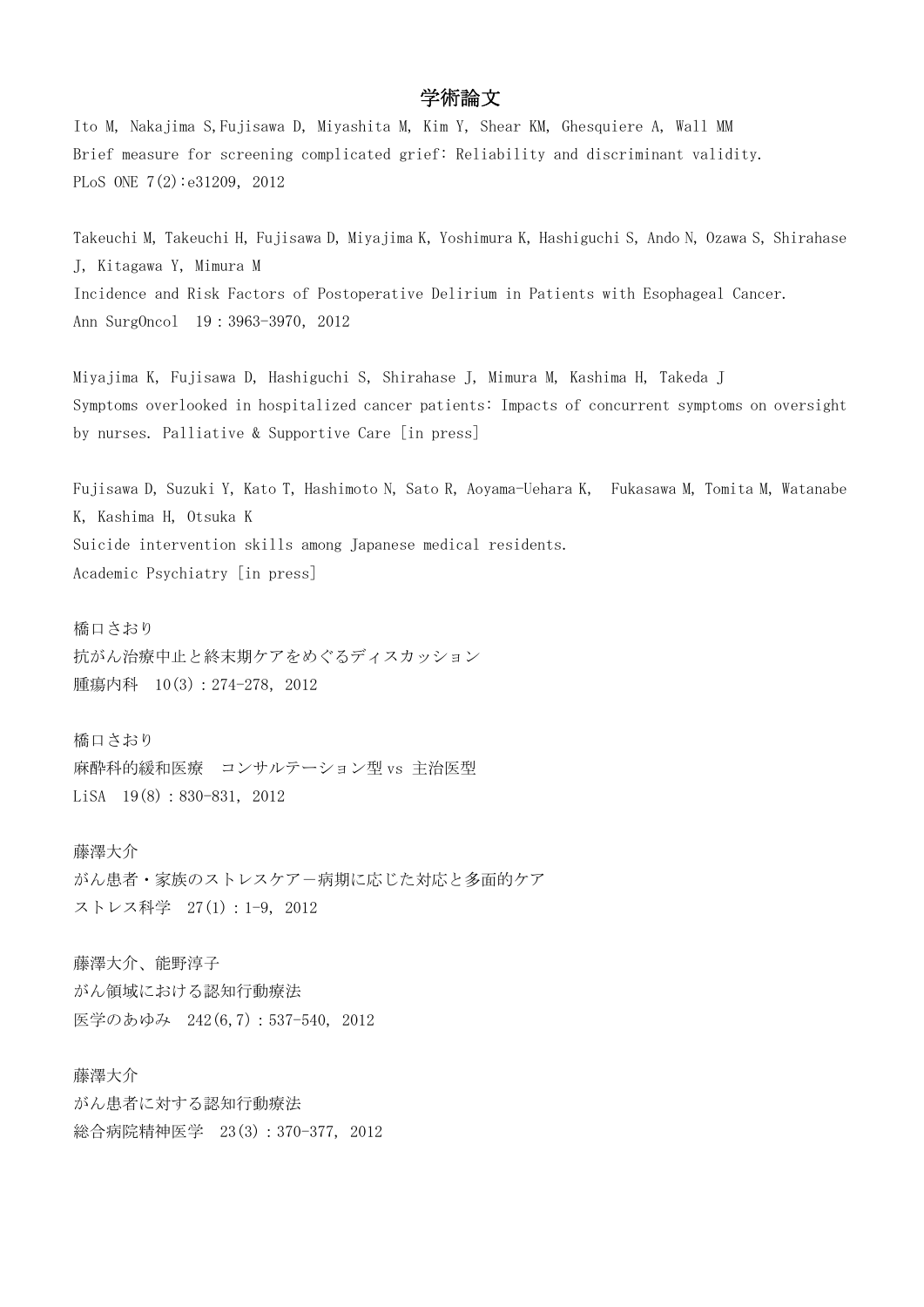# 学術論文

Ito M, Nakajima S,Fujisawa D, Miyashita M, Kim Y, Shear KM, Ghesquiere A, Wall MM
Brief measure for screening complicated grief: Reliability and discriminant validity.
PLoS ONE 7(2):e31209, 2012

Takeuchi M, Takeuchi H, Fujisawa D, Miyajima K, Yoshimura K, Hashiguchi S, Ando N, Ozawa S, Shirahase J, Kitagawa Y, Mimura M
Incidence and Risk Factors of Postoperative Delirium in Patients with Esophageal Cancer.
Ann SurgOncol 19：3963-3970, 2012

Miyajima K, Fujisawa D, Hashiguchi S, Shirahase J, Mimura M, Kashima H, Takeda J
Symptoms overlooked in hospitalized cancer patients: Impacts of concurrent symptoms on oversight by nurses. Palliative & Supportive Care [in press]

Fujisawa D, Suzuki Y, Kato T, Hashimoto N, Sato R, Aoyama-Uehara K, Fukasawa M, Tomita M, Watanabe K, Kashima H, Otsuka K
Suicide intervention skills among Japanese medical residents.
Academic Psychiatry [in press]

橋口さおり
抗がん治療中止と終末期ケアをめぐるディスカッション
腫瘍内科 10(3)：274-278, 2012

橋口さおり
麻酔科的緩和医療 コンサルテーション型 vs 主治医型
LiSA 19(8)：830-831, 2012

藤澤大介
がん患者・家族のストレスケア－病期に応じた対応と多面的ケア
ストレス科学 27(1)：1-9, 2012

藤澤大介、能野淳子
がん領域における認知行動療法
医学のあゆみ 242(6,7)：537-540, 2012

藤澤大介
がん患者に対する認知行動療法
総合病院精神医学 23(3)：370-377, 2012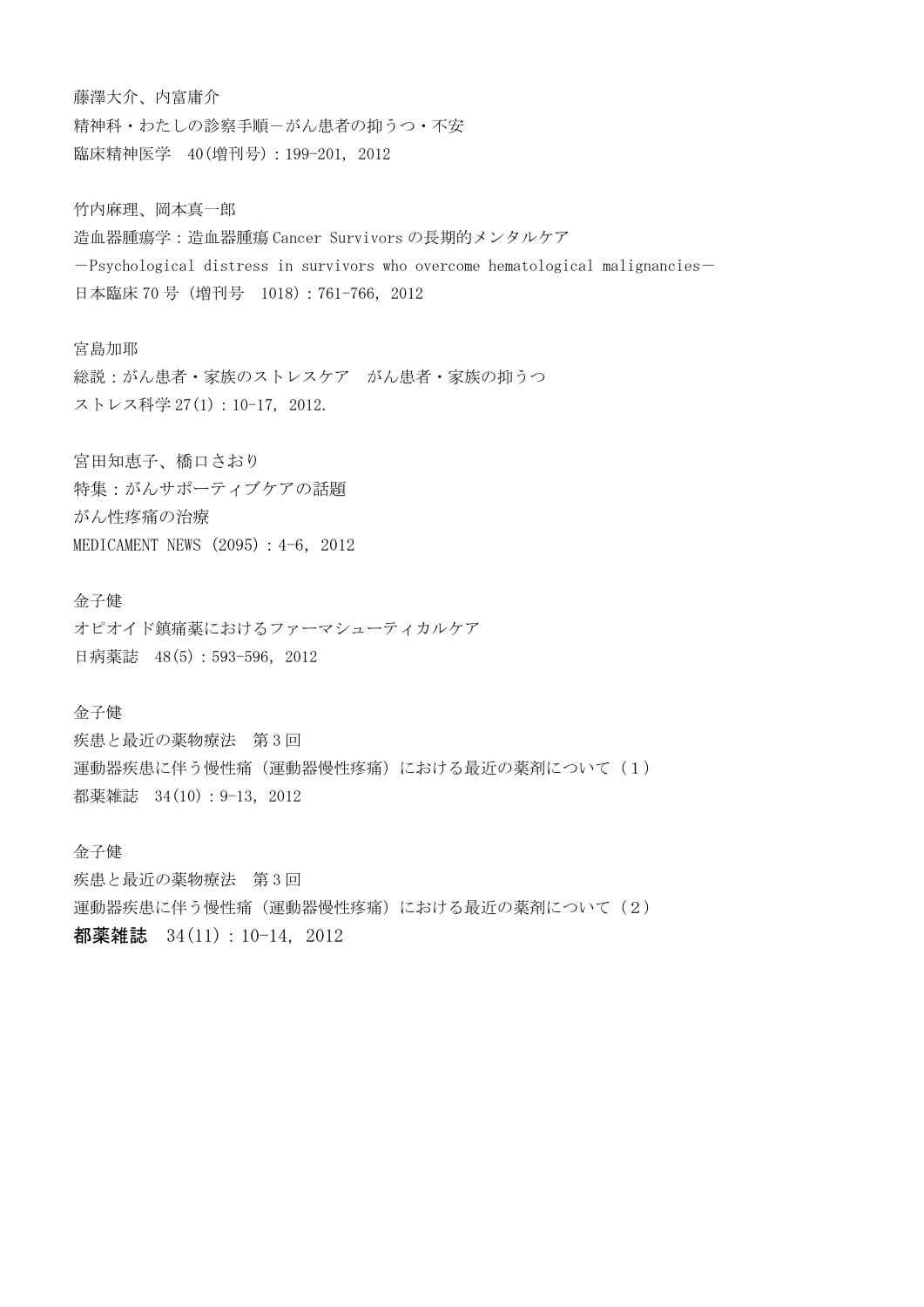藤澤大介、内富庸介
精神科・わたしの診察手順－がん患者の抑うつ・不安
臨床精神医学　40(増刊号)：199-201, 2012

竹内麻理、岡本真一郎
造血器腫瘍学：造血器腫瘍 Cancer Survivors の長期的メンタルケア
－Psychological distress in survivors who overcome hematological malignancies－
日本臨床 70 号（増刊号　1018)：761-766, 2012

宮島加耶
総説：がん患者・家族のストレスケア　がん患者・家族の抑うつ
ストレス科学 27(1)：10-17, 2012.

宮田知恵子、橋口さおり
特集：がんサポーティブケアの話題
がん性疼痛の治療
MEDICAMENT NEWS (2095)：4-6, 2012

金子健
オピオイド鎮痛薬におけるファーマシューティカルケア
日病薬誌　48(5)：593-596, 2012

金子健
疾患と最近の薬物療法　第 3 回
運動器疾患に伴う慢性痛（運動器慢性疼痛）における最近の薬剤について（１）
都薬雑誌　34(10)：9-13, 2012

金子健
疾患と最近の薬物療法　第 3 回
運動器疾患に伴う慢性痛（運動器慢性疼痛）における最近の薬剤について（２）
**都薬雑誌**　34(11)：10-14, 2012